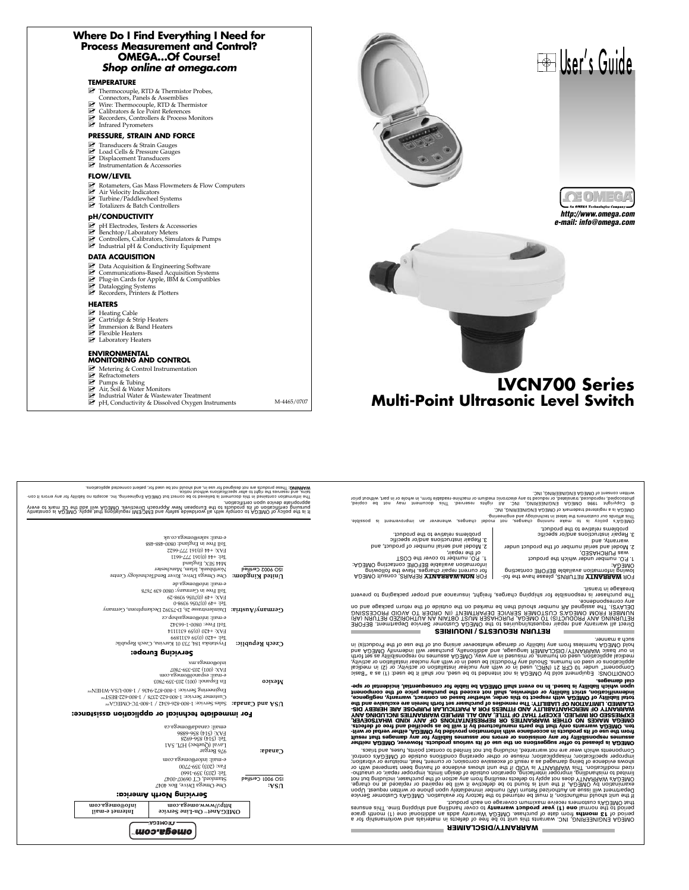# Where Do I Find Everything I Need for Process Measurement and Control? OMEGA…Of Course!

***Shop online at omega.com***

### TEMPERATURE

- Thermocouple, RTD & Thermistor Probes, Connectors, Panels & Assemblies
- Wire: Thermocouple, RTD & Thermistor
- Calibrators & Ice Point References
- Recorders, Controllers & Process Monitors
- Infrared Pyrometers

### PRESSURE, STRAIN AND FORCE

- Transducers & Strain Gauges
- Load Cells & Pressure Gauges
- Displacement Transducers
- Instrumentation & Accessories

### FLOW/LEVEL

- Rotameters, Gas Mass Flowmeters & Flow Computers
- Air Velocity Indicators
- Turbine/Paddlewheel Systems
- Totalizers & Batch Controllers

### pH/CONDUCTIVITY

- pH Electrodes, Testers & Accessories
- Benchtop/Laboratory Meters
- Controllers, Calibrators, Simulators & Pumps
- Industrial pH & Conductivity Equipment

### DATA ACQUISITION

- Data Acquisition & Engineering Software
- Communications-Based Acquisition Systems
- Plug-in Cards for Apple, IBM & Compatibles
- Datalogging Systems
- Recorders, Printers & Plotters

### HEATERS

- Heating Cable
- Cartridge & Strip Heaters
- Immersion & Band Heaters
- Flexible Heaters
- Laboratory Heaters

### ENVIRONMENTAL MONITORING AND CONTROL

- Metering & Control Instrumentation
- Refractometers
- Pumps & Tubing
- Air, Soil & Water Monitors
- Industrial Water & Wastewater Treatment
- pH, Conductivity & Dissolved Oxygen Instruments

M-4465/0707

# User's Guide

OMEGA — An OMEGA Technologies Company

***http://www.omega.com***
***e-mail: info@omega.com***

# LVCN700 Series
## Multi-Point Ultrasonic Level Switch

---

omega.com® OMEGA®

| OMEGAnet® On-Line Service | Internet e-mail |
|---|---|
| http://www.omega.com | info@omega.com |

## Servicing North America:

**USA:** ISO 9001 Certified
One Omega Drive, Box 4047
Stamford, CT 06907-0047
Tel: (203) 359-1660
Fax: (203) 359-7700
e-mail: info@omega.com

**Canada:**
976 Bergar
Laval (Quebec) H7L 5A1
Tel: (514) 856-6928
FAX: (514) 856-6886
email: canada@omega.ca

## For immediate technical or application assistance:

**USA and Canada:** Sales Service: 1-800-826-6342 / 1-800-TC-OMEGA®
Customer Service: 1-800-622-2378 / 1-800-622-BEST®
Engineering Service: 1-800-872-9436 / 1-800-USA-WHEN®

**Mexico**
En Español: (001) 203-359-7803
e-mail: espanol@omega.com
FAX: (001) 203-359-7807
info@omega.mx

## Servicing Europe:

**Czech Republic:** Frystatska 184, 733 01 Karvina, Czech Republic
Tel: +420 (0)59 6311899
FAX: +420 (0)59 6311114
Toll Free: 0800-1-66342
e-mail: info@omegashop.cz

**Germany/Austria:** Daimlerstrasse 26, D-75392 Deckenpfronn, Germany
Tel: +49 (0)7056 9398-0
FAX: +49 (0)7056 9398-29
Toll Free in Germany: 0800 639 7678
e-mail: info@omega.de

**United Kingdom:** ISO 9002 Certified
One Omega Drive, River Bend Technology Centre
Northbank, Irlam, Manchester
M44 5BD, England
Tel: +44 (0)161 777-6611
FAX: +44 (0)161 777-6622
Toll Free in England: 0800-488-488
e-mail: sales@omega.co.uk

It is the policy of OMEGA to comply with all worldwide safety and EMC/EMI regulations that apply. OMEGA is constantly pursuing certification of its products to the European New Approach Directives. OMEGA will add the CE mark to every appropriate device upon certification.

The information contained in this document is believed to be correct but OMEGA Engineering, Inc. accepts no liability for any errors it contains, and reserves the right to alter specifications without notice.

**WARNING**: These products are not designed for use in, and should not be used for, patient connected applications.

## WARRANTY/DISCLAIMER

OMEGA ENGINEERING, INC. warrants this unit to be free of defects in materials and workmanship for a period of **13 months** from date of purchase. OMEGA Warranty adds an additional one (1) month grace period to the normal **one (1) year product warranty** to cover handling and shipping time. This ensures that OMEGA's customers receive maximum coverage on each product.

If the unit should malfunction, it must be returned to the factory for evaluation. OMEGA's Customer Service Department will issue an Authorized Return (AR) number immediately upon phone or written request. Upon examination by OMEGA, if the unit is found to be defective it will be repaired or replaced at no charge. OMEGA's WARRANTY does not apply to defects resulting from any action of the purchaser, including but not limited to mishandling, improper interfacing, operation outside of design limits, improper repair, or unauthorized modification. This WARRANTY is VOID if the unit shows evidence of having been tampered with or shows evidence of being damaged as a result of excessive corrosion; or current, heat, moisture or vibration; improper specification; misapplication; misuse or other operating conditions outside of OMEGA's control. Components which wear are not warranted, including but not limited to contact points, fuses, and triacs.

**OMEGA is pleased to offer suggestions on the use of its various products. However, OMEGA neither assumes responsibility for any omissions or errors nor assumes liability for any damages that result from the use of its products in accordance with information provided by OMEGA, either verbal or written. OMEGA warrants only that the parts manufactured by it will be as specified and free of defects. OMEGA MAKES NO OTHER WARRANTIES OR REPRESENTATIONS OF ANY KIND WHATSOEVER, EXPRESSED OR IMPLIED, EXCEPT THAT OF TITLE, AND ALL IMPLIED WARRANTIES INCLUDING ANY WARRANTY OF MERCHANTABILITY AND FITNESS FOR A PARTICULAR PURPOSE ARE HEREBY DISCLAIMED. LIMITATION OF LIABILITY: The remedies of purchaser set forth herein are exclusive and the total liability of OMEGA with respect to this order, whether based on contract, warranty, negligence, indemnification, strict liability or otherwise, shall not exceed the purchase price of the component upon which liability is based. In no event shall OMEGA be liable for consequential, incidental or special damages.**

CONDITIONS: Equipment sold by OMEGA is not intended to be used, nor shall it be used: (1) as a "Basic Component" under 10 CFR 21 (NRC), used in or with any nuclear installation or activity; or (2) in medical applications or used on humans. Should any Product(s) be used in or with any nuclear installation or activity, medical application, used on humans, or misused in any way, OMEGA assumes no responsibility as set forth in our basic WARRANTY/DISCLAIMER language, and additionally, purchaser will indemnify OMEGA and hold OMEGA harmless from any liability or damage whatsoever arising out of the use of the Product(s) in such a manner.

## RETURN REQUESTS / INQUIRIES

Direct all warranty and repair requests/inquiries to the OMEGA Customer Service Department. BEFORE RETURNING ANY PRODUCT(S) TO OMEGA, PURCHASER MUST OBTAIN AN AUTHORIZED RETURN (AR) NUMBER FROM OMEGA'S CUSTOMER SERVICE DEPARTMENT (IN ORDER TO AVOID PROCESSING DELAYS). The assigned AR number should then be marked on the outside of the return package and on any correspondence.

The purchaser is responsible for shipping charges, freight, insurance and proper packaging to prevent breakage in transit.

FOR **WARRANTY** RETURNS, please have the following information available BEFORE contacting OMEGA:

1. P.O. number under which the product was PURCHASED,
2. Model and serial number of the product under warranty, and
3. Repair instructions and/or specific problems relative to the product.

FOR **NON-WARRANTY** REPAIRS, consult OMEGA for current repair charges. Have the following information available BEFORE contacting OMEGA:

1. P.O. number to cover the COST of the repair,
2. Model and serial number of product, and
3. Repair instructions and/or specific problems relative to the product.

OMEGA's policy is to make running changes, not model changes, whenever an improvement is possible. This affords our customers the latest in technology and engineering.

OMEGA is a registered trademark of OMEGA ENGINEERING, INC.

© Copyright 1996 OMEGA ENGINEERING, INC. All rights reserved. This document may not be copied, photocopied, reproduced, translated, or reduced to any electronic medium or machine-readable form, in whole or in part, without prior written consent of OMEGA ENGINEERING, INC.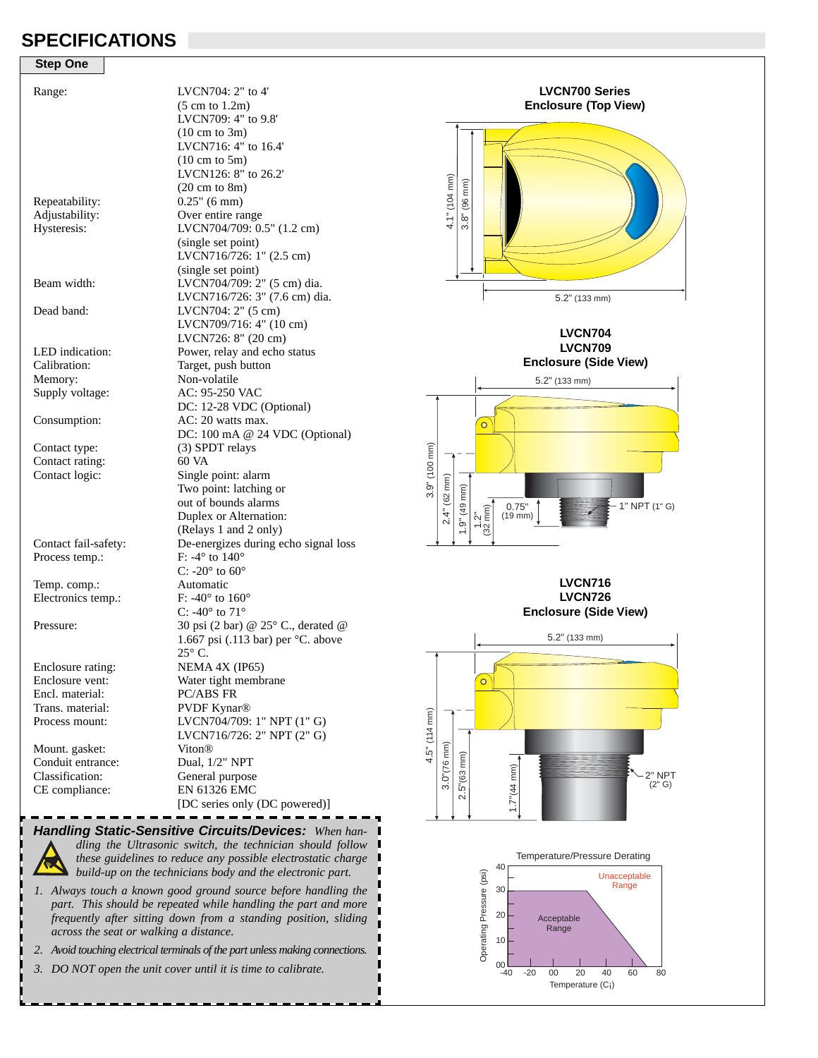# SPECIFICATIONS

## Step One

| | |
|---|---|
| Range: | LVCN704: 2" to 4' (5 cm to 1.2m) |
| | LVCN709: 4" to 9.8' (10 cm to 3m) |
| | LVCN716: 4" to 16.4' (10 cm to 5m) |
| | LVCN126: 8" to 26.2' (20 cm to 8m) |
| Repeatability: | 0.25" (6 mm) |
| Adjustability: | Over entire range |
| Hysteresis: | LVCN704/709: 0.5" (1.2 cm) (single set point) |
| | LVCN716/726: 1" (2.5 cm) (single set point) |
| Beam width: | LVCN704/709: 2" (5 cm) dia. |
| | LVCN716/726: 3" (7.6 cm) dia. |
| Dead band: | LVCN704: 2" (5 cm) |
| | LVCN709/716: 4" (10 cm) |
| | LVCN726: 8" (20 cm) |
| LED indication: | Power, relay and echo status |
| Calibration: | Target, push button |
| Memory: | Non-volatile |
| Supply voltage: | AC: 95-250 VAC |
| | DC: 12-28 VDC (Optional) |
| Consumption: | AC: 20 watts max. |
| | DC: 100 mA @ 24 VDC (Optional) |
| Contact type: | (3) SPDT relays |
| Contact rating: | 60 VA |
| Contact logic: | Single point: alarm |
| | Two point: latching or out of bounds alarms |
| | Duplex or Alternation: (Relays 1 and 2 only) |
| Contact fail-safety: | De-energizes during echo signal loss |
| Process temp.: | F: -4° to 140° |
| | C: -20° to 60° |
| Temp. comp.: | Automatic |
| Electronics temp.: | F: -40° to 160° |
| | C: -40° to 71° |
| Pressure: | 30 psi (2 bar) @ 25° C., derated @ 1.667 psi (.113 bar) per °C. above 25° C. |
| Enclosure rating: | NEMA 4X (IP65) |
| Enclosure vent: | Water tight membrane |
| Encl. material: | PC/ABS FR |
| Trans. material: | PVDF Kynar® |
| Process mount: | LVCN704/709: 1" NPT (1" G) |
| | LVCN716/726: 2" NPT (2" G) |
| Mount. gasket: | Viton® |
| Conduit entrance: | Dual, 1/2" NPT |
| Classification: | General purpose |
| CE compliance: | EN 61326 EMC [DC series only (DC powered)] |

**LVCN700 Series Enclosure (Top View)**

4.1" (104 mm), 3.8" (96 mm), 5.2" (133 mm)

**LVCN704 LVCN709 Enclosure (Side View)**

5.2" (133 mm), 3.9" (100 mm), 2.4" (62 mm), 1.9" (49 mm), 1.2" (32 mm), 0.75" (19 mm), 1" NPT (1" G)

**LVCN716 LVCN726 Enclosure (Side View)**

5.2" (133 mm), 4.5" (114 mm), 3.0" (76 mm), 2.5" (63 mm), 1.7" (44 mm), 2" NPT (2" G)

**Temperature/Pressure Derating**

Operating Pressure (psi) vs. Temperature (C°): Acceptable Range / Unacceptable Range

***Handling Static-Sensitive Circuits/Devices:*** *When handling the Ultrasonic switch, the technician should follow these guidelines to reduce any possible electrostatic charge build-up on the technicians body and the electronic part.*

1. *Always touch a known good ground source before handling the part. This should be repeated while handling the part and more frequently after sitting down from a standing position, sliding across the seat or walking a distance.*
2. *Avoid touching electrical terminals of the part unless making connections.*
3. *DO NOT open the unit cover until it is time to calibrate.*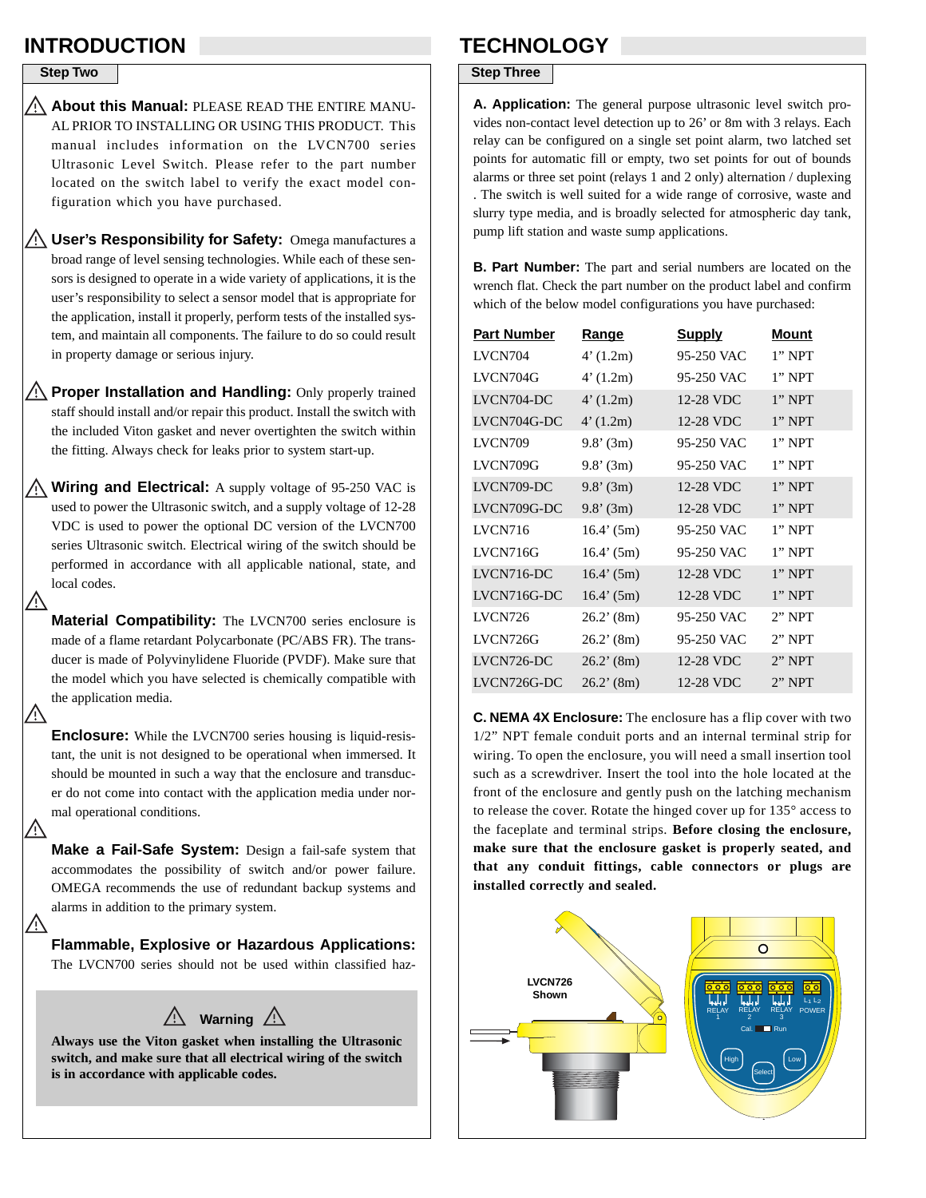# INTRODUCTION

## Step Two

⚠ **About this Manual:** PLEASE READ THE ENTIRE MANUAL PRIOR TO INSTALLING OR USING THIS PRODUCT. This manual includes information on the LVCN700 series Ultrasonic Level Switch. Please refer to the part number located on the switch label to verify the exact model configuration which you have purchased.

⚠ **User's Responsibility for Safety:** Omega manufactures a broad range of level sensing technologies. While each of these sensors is designed to operate in a wide variety of applications, it is the user's responsibility to select a sensor model that is appropriate for the application, install it properly, perform tests of the installed system, and maintain all components. The failure to do so could result in property damage or serious injury.

⚠ **Proper Installation and Handling:** Only properly trained staff should install and/or repair this product. Install the switch with the included Viton gasket and never overtighten the switch within the fitting. Always check for leaks prior to system start-up.

⚠ **Wiring and Electrical:** A supply voltage of 95-250 VAC is used to power the Ultrasonic switch, and a supply voltage of 12-28 VDC is used to power the optional DC version of the LVCN700 series Ultrasonic switch. Electrical wiring of the switch should be performed in accordance with all applicable national, state, and local codes.

⚠ **Material Compatibility:** The LVCN700 series enclosure is made of a flame retardant Polycarbonate (PC/ABS FR). The transducer is made of Polyvinylidene Fluoride (PVDF). Make sure that the model which you have selected is chemically compatible with the application media.

⚠ **Enclosure:** While the LVCN700 series housing is liquid-resistant, the unit is not designed to be operational when immersed. It should be mounted in such a way that the enclosure and transducer do not come into contact with the application media under normal operational conditions.

⚠ **Make a Fail-Safe System:** Design a fail-safe system that accommodates the possibility of switch and/or power failure. OMEGA recommends the use of redundant backup systems and alarms in addition to the primary system.

⚠ **Flammable, Explosive or Hazardous Applications:** The LVCN700 series should not be used within classified haz-

> ⚠ **Warning** ⚠
>
> **Always use the Viton gasket when installing the Ultrasonic switch, and make sure that all electrical wiring of the switch is in accordance with applicable codes.**

# TECHNOLOGY

## Step Three

**A. Application:** The general purpose ultrasonic level switch provides non-contact level detection up to 26' or 8m with 3 relays. Each relay can be configured on a single set point alarm, two latched set points for automatic fill or empty, two set points for out of bounds alarms or three set point (relays 1 and 2 only) alternation / duplexing . The switch is well suited for a wide range of corrosive, waste and slurry type media, and is broadly selected for atmospheric day tank, pump lift station and waste sump applications.

**B. Part Number:** The part and serial numbers are located on the wrench flat. Check the part number on the product label and confirm which of the below model configurations you have purchased:

| Part Number | Range | Supply | Mount |
|---|---|---|---|
| LVCN704 | 4' (1.2m) | 95-250 VAC | 1" NPT |
| LVCN704G | 4' (1.2m) | 95-250 VAC | 1" NPT |
| LVCN704-DC | 4' (1.2m) | 12-28 VDC | 1" NPT |
| LVCN704G-DC | 4' (1.2m) | 12-28 VDC | 1" NPT |
| LVCN709 | 9.8' (3m) | 95-250 VAC | 1" NPT |
| LVCN709G | 9.8' (3m) | 95-250 VAC | 1" NPT |
| LVCN709-DC | 9.8' (3m) | 12-28 VDC | 1" NPT |
| LVCN709G-DC | 9.8' (3m) | 12-28 VDC | 1" NPT |
| LVCN716 | 16.4' (5m) | 95-250 VAC | 1" NPT |
| LVCN716G | 16.4' (5m) | 95-250 VAC | 1" NPT |
| LVCN716-DC | 16.4' (5m) | 12-28 VDC | 1" NPT |
| LVCN716G-DC | 16.4' (5m) | 12-28 VDC | 1" NPT |
| LVCN726 | 26.2' (8m) | 95-250 VAC | 2" NPT |
| LVCN726G | 26.2' (8m) | 95-250 VAC | 2" NPT |
| LVCN726-DC | 26.2' (8m) | 12-28 VDC | 2" NPT |
| LVCN726G-DC | 26.2' (8m) | 12-28 VDC | 2" NPT |

**C. NEMA 4X Enclosure:** The enclosure has a flip cover with two 1/2" NPT female conduit ports and an internal terminal strip for wiring. To open the enclosure, you will need a small insertion tool such as a screwdriver. Insert the tool into the hole located at the front of the enclosure and gently push on the latching mechanism to release the cover. Rotate the hinged cover up for 135° access to the faceplate and terminal strips. **Before closing the enclosure, make sure that the enclosure gasket is properly seated, and that any conduit fittings, cable connectors or plugs are installed correctly and sealed.**

LVCN726 Shown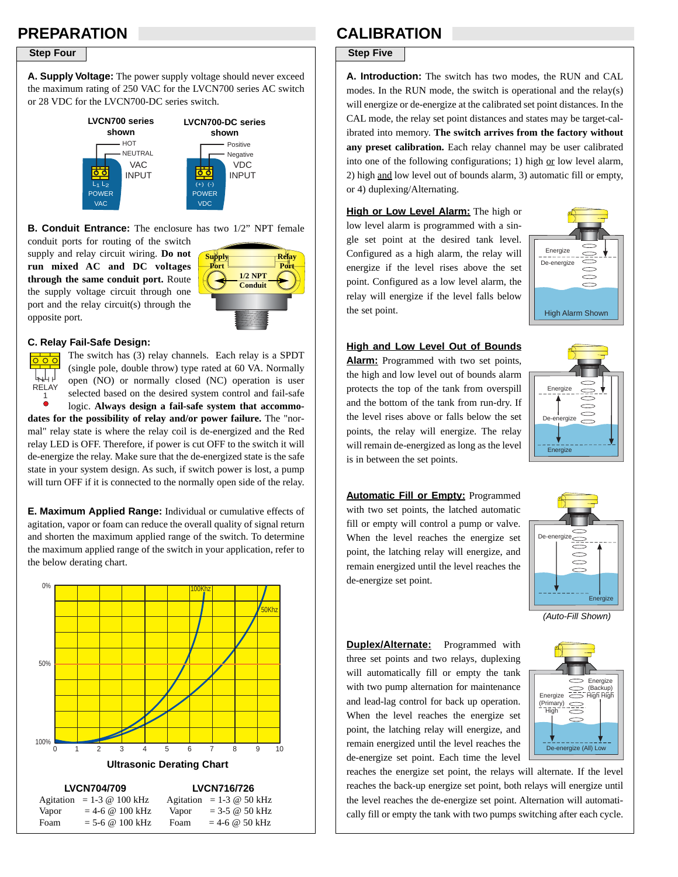# PREPARATION

## Step Four

**A. Supply Voltage:** The power supply voltage should never exceed the maximum rating of 250 VAC for the LVCN700 series AC switch or 28 VDC for the LVCN700-DC series switch.

LVCN700 series shown — HOT, NEUTRAL, VAC INPUT, L1 L2 POWER VAC

LVCN700-DC series shown — Positive, Negative, VDC INPUT, (+) (-) POWER VDC

**B. Conduit Entrance:** The enclosure has two 1/2" NPT female conduit ports for routing of the switch supply and relay circuit wiring. **Do not run mixed AC and DC voltages through the same conduit port.** Route the supply voltage circuit through one port and the relay circuit(s) through the opposite port.

Supply Port — 1/2 NPT Conduit — Relay Port

**C. Relay Fail-Safe Design:**

RELAY 1

The switch has (3) relay channels. Each relay is a SPDT (single pole, double throw) type rated at 60 VA. Normally open (NO) or normally closed (NC) operation is user selected based on the desired system control and fail-safe logic. **Always design a fail-safe system that accommodates for the possibility of relay and/or power failure.** The "normal" relay state is where the relay coil is de-energized and the Red relay LED is OFF. Therefore, if power is cut OFF to the switch it will de-energize the relay. Make sure that the de-energized state is the safe state in your system design. As such, if switch power is lost, a pump will turn OFF if it is connected to the normally open side of the relay.

**E. Maximum Applied Range:** Individual or cumulative effects of agitation, vapor or foam can reduce the overall quality of signal return and shorten the maximum applied range of the switch. To determine the maximum applied range of the switch in your application, refer to the below derating chart.

**Ultrasonic Derating Chart**

(Y-axis: 0%, 50%, 100%; X-axis: 0–10; curves: 100Khz, 50Khz)

| LVCN704/709 | | LVCN716/726 | |
|---|---|---|---|
| Agitation | = 1-3 @ 100 kHz | Agitation | = 1-3 @ 50 kHz |
| Vapor | = 4-6 @ 100 kHz | Vapor | = 3-5 @ 50 kHz |
| Foam | = 5-6 @ 100 kHz | Foam | = 4-6 @ 50 kHz |

# CALIBRATION

## Step Five

**A. Introduction:** The switch has two modes, the RUN and CAL modes. In the RUN mode, the switch is operational and the relay(s) will energize or de-energize at the calibrated set point distances. In the CAL mode, the set point distances and states may be target-calibrated into memory. **The switch arrives from the factory without any preset calibration.** Each relay channel may be user calibrated into one of the following configurations; 1) high or low level alarm, 2) high and low level out of bounds alarm, 3) automatic fill or empty, or 4) duplexing/Alternating.

**High or Low Level Alarm:** The high or low level alarm is programmed with a single set point at the desired tank level. Configured as a high alarm, the relay will energize if the level rises above the set point. Configured as a low level alarm, the relay will energize if the level falls below the set point.

Energize / De-energize — High Alarm Shown

**High and Low Level Out of Bounds Alarm:** Programmed with two set points, the high and low level out of bounds alarm protects the top of the tank from overspill and the bottom of the tank from run-dry. If the level rises above or falls below the set points, the relay will energize. The relay will remain de-energized as long as the level is in between the set points.

Energize / De-energize / Energize

**Automatic Fill or Empty:** Programmed with two set points, the latched automatic fill or empty will control a pump or valve. When the level reaches the energize set point, the latching relay will energize, and remain energized until the level reaches the de-energize set point.

De-energize / Energize

*(Auto-Fill Shown)*

**Duplex/Alternate:** Programmed with three set points and two relays, duplexing will automatically fill or empty the tank with two pump alternation for maintenance and lead-lag control for back up operation. When the level reaches the energize set point, the latching relay will energize, and remain energized until the level reaches the de-energize set point. Each time the level reaches the energize set point, the relays will alternate. If the level reaches the back-up energize set point, both relays will energize until the level reaches the de-energize set point. Alternation will automatically fill or empty the tank with two pumps switching after each cycle.

Energize (Backup) High High / Energize (Primary) High / De-energize (All) Low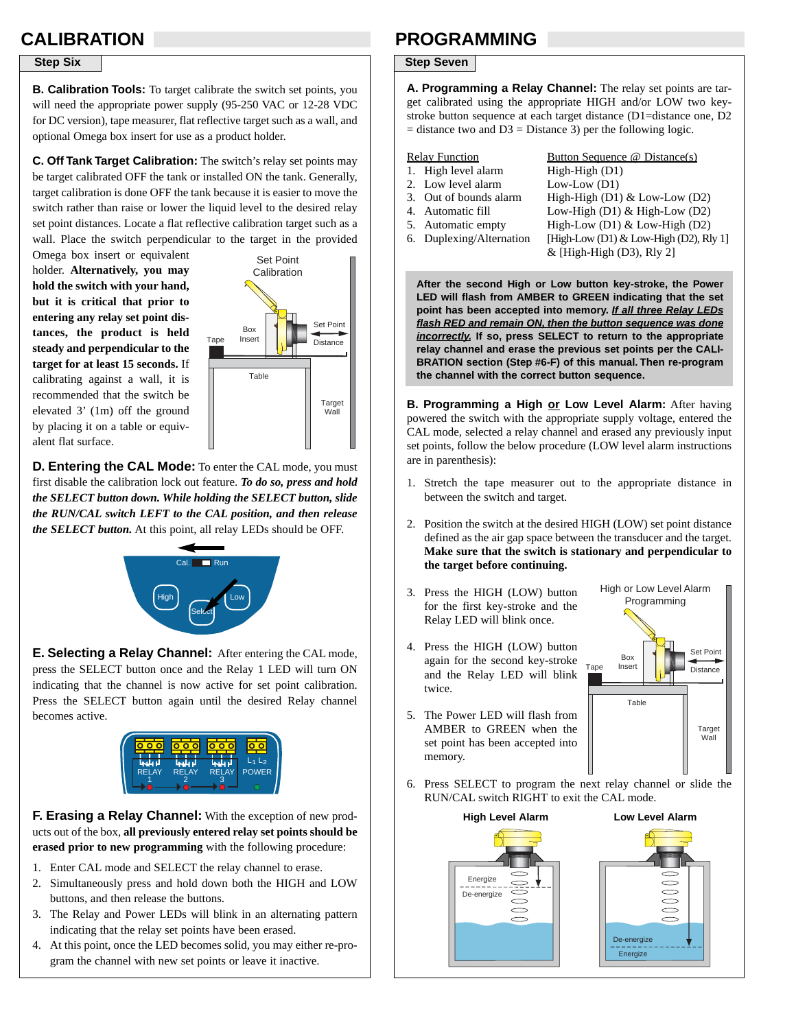# CALIBRATION

## Step Six

**B. Calibration Tools:** To target calibrate the switch set points, you will need the appropriate power supply (95-250 VAC or 12-28 VDC for DC version), tape measurer, flat reflective target such as a wall, and optional Omega box insert for use as a product holder.

**C. Off Tank Target Calibration:** The switch's relay set points may be target calibrated OFF the tank or installed ON the tank. Generally, target calibration is done OFF the tank because it is easier to move the switch rather than raise or lower the liquid level to the desired relay set point distances. Locate a flat reflective calibration target such as a wall. Place the switch perpendicular to the target in the provided Omega box insert or equivalent holder. **Alternatively, you may hold the switch with your hand, but it is critical that prior to entering any relay set point distances, the product is held steady and perpendicular to the target for at least 15 seconds.** If calibrating against a wall, it is recommended that the switch be elevated 3' (1m) off the ground by placing it on a table or equivalent flat surface.

**D. Entering the CAL Mode:** To enter the CAL mode, you must first disable the calibration lock out feature. ***To do so, press and hold the SELECT button down. While holding the SELECT button, slide the RUN/CAL switch LEFT to the CAL position, and then release the SELECT button.*** At this point, all relay LEDs should be OFF.

**E. Selecting a Relay Channel:** After entering the CAL mode, press the SELECT button once and the Relay 1 LED will turn ON indicating that the channel is now active for set point calibration. Press the SELECT button again until the desired Relay channel becomes active.

**F. Erasing a Relay Channel:** With the exception of new products out of the box, **all previously entered relay set points should be erased prior to new programming** with the following procedure:

1. Enter CAL mode and SELECT the relay channel to erase.
2. Simultaneously press and hold down both the HIGH and LOW buttons, and then release the buttons.
3. The Relay and Power LEDs will blink in an alternating pattern indicating that the relay set points have been erased.
4. At this point, once the LED becomes solid, you may either re-program the channel with new set points or leave it inactive.

# PROGRAMMING

## Step Seven

**A. Programming a Relay Channel:** The relay set points are target calibrated using the appropriate HIGH and/or LOW two keystroke button sequence at each target distance (D1=distance one, D2 = distance two and D3 = Distance 3) per the following logic.

| Relay Function | Button Sequence @ Distance(s) |
|---|---|
| 1. High level alarm | High-High (D1) |
| 2. Low level alarm | Low-Low (D1) |
| 3. Out of bounds alarm | High-High (D1) & Low-Low (D2) |
| 4. Automatic fill | Low-High (D1) & High-Low (D2) |
| 5. Automatic empty | High-Low (D1) & Low-High (D2) |
| 6. Duplexing/Alternation | [High-Low (D1) & Low-High (D2), Rly 1] & [High-High (D3), Rly 2] |

**After the second High or Low button key-stroke, the Power LED will flash from AMBER to GREEN indicating that the set point has been accepted into memory. *If all three Relay LEDs flash RED and remain ON, then the button sequence was done incorrectly.* If so, press SELECT to return to the appropriate relay channel and erase the previous set points per the CALIBRATION section (Step #6-F) of this manual. Then re-program the channel with the correct button sequence.**

**B. Programming a High or Low Level Alarm:** After having powered the switch with the appropriate supply voltage, entered the CAL mode, selected a relay channel and erased any previously input set points, follow the below procedure (LOW level alarm instructions are in parenthesis):

1. Stretch the tape measurer out to the appropriate distance in between the switch and target.
2. Position the switch at the desired HIGH (LOW) set point distance defined as the air gap space between the transducer and the target. **Make sure that the switch is stationary and perpendicular to the target before continuing.**
3. Press the HIGH (LOW) button for the first key-stroke and the Relay LED will blink once.
4. Press the HIGH (LOW) button again for the second key-stroke and the Relay LED will blink twice.
5. The Power LED will flash from AMBER to GREEN when the set point has been accepted into memory.
6. Press SELECT to program the next relay channel or slide the RUN/CAL switch RIGHT to exit the CAL mode.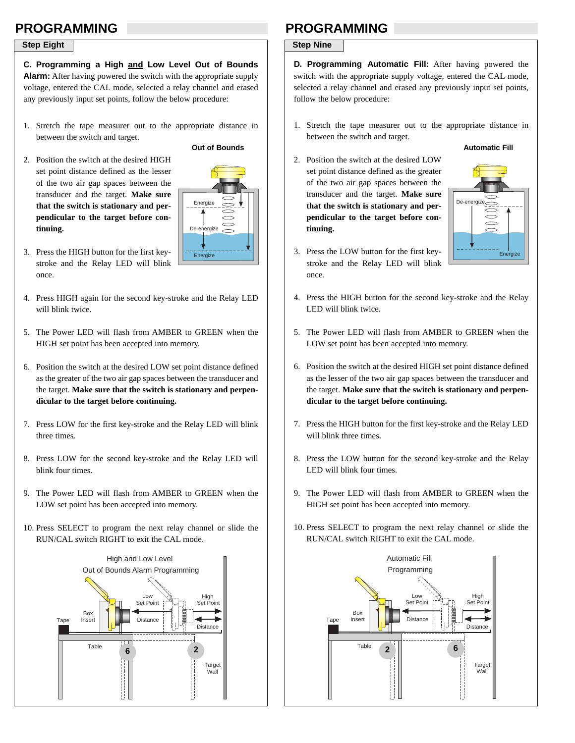# PROGRAMMING

## Step Eight

**C. Programming a High <u>and</u> Low Level Out of Bounds Alarm:** After having powered the switch with the appropriate supply voltage, entered the CAL mode, selected a relay channel and erased any previously input set points, follow the below procedure:

1. Stretch the tape measurer out to the appropriate distance in between the switch and target.
2. Position the switch at the desired HIGH set point distance defined as the lesser of the two air gap spaces between the transducer and the target. **Make sure that the switch is stationary and perpendicular to the target before continuing.**
3. Press the HIGH button for the first key-stroke and the Relay LED will blink once.
4. Press HIGH again for the second key-stroke and the Relay LED will blink twice.
5. The Power LED will flash from AMBER to GREEN when the HIGH set point has been accepted into memory.
6. Position the switch at the desired LOW set point distance defined as the greater of the two air gap spaces between the transducer and the target. **Make sure that the switch is stationary and perpendicular to the target before continuing.**
7. Press LOW for the first key-stroke and the Relay LED will blink three times.
8. Press LOW for the second key-stroke and the Relay LED will blink four times.
9. The Power LED will flash from AMBER to GREEN when the LOW set point has been accepted into memory.
10. Press SELECT to program the next relay channel or slide the RUN/CAL switch RIGHT to exit the CAL mode.

Out of Bounds (Energize / De-energize / Energize)

High and Low Level Out of Bounds Alarm Programming

# PROGRAMMING

## Step Nine

**D. Programming Automatic Fill:** After having powered the switch with the appropriate supply voltage, entered the CAL mode, selected a relay channel and erased any previously input set points, follow the below procedure:

1. Stretch the tape measurer out to the appropriate distance in between the switch and target.
2. Position the switch at the desired LOW set point distance defined as the greater of the two air gap spaces between the transducer and the target. **Make sure that the switch is stationary and perpendicular to the target before continuing.**
3. Press the LOW button for the first key-stroke and the Relay LED will blink once.
4. Press the HIGH button for the second key-stroke and the Relay LED will blink twice.
5. The Power LED will flash from AMBER to GREEN when the LOW set point has been accepted into memory.
6. Position the switch at the desired HIGH set point distance defined as the lesser of the two air gap spaces between the transducer and the target. **Make sure that the switch is stationary and perpendicular to the target before continuing.**
7. Press the HIGH button for the first key-stroke and the Relay LED will blink three times.
8. Press the LOW button for the second key-stroke and the Relay LED will blink four times.
9. The Power LED will flash from AMBER to GREEN when the HIGH set point has been accepted into memory.
10. Press SELECT to program the next relay channel or slide the RUN/CAL switch RIGHT to exit the CAL mode.

Automatic Fill (De-energize / Energize)

Automatic Fill Programming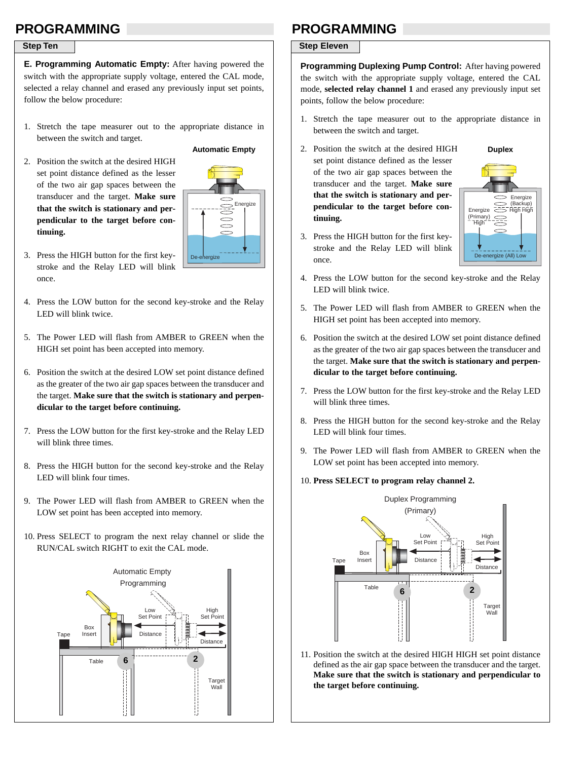# PROGRAMMING

## Step Ten

**E. Programming Automatic Empty:** After having powered the switch with the appropriate supply voltage, entered the CAL mode, selected a relay channel and erased any previously input set points, follow the below procedure:

1. Stretch the tape measurer out to the appropriate distance in between the switch and target.
2. Position the switch at the desired HIGH set point distance defined as the lesser of the two air gap spaces between the transducer and the target. **Make sure that the switch is stationary and perpendicular to the target before continuing.**
3. Press the HIGH button for the first keystroke and the Relay LED will blink once.
4. Press the LOW button for the second key-stroke and the Relay LED will blink twice.
5. The Power LED will flash from AMBER to GREEN when the HIGH set point has been accepted into memory.
6. Position the switch at the desired LOW set point distance defined as the greater of the two air gap spaces between the transducer and the target. **Make sure that the switch is stationary and perpendicular to the target before continuing.**
7. Press the LOW button for the first key-stroke and the Relay LED will blink three times.
8. Press the HIGH button for the second key-stroke and the Relay LED will blink four times.
9. The Power LED will flash from AMBER to GREEN when the LOW set point has been accepted into memory.
10. Press SELECT to program the next relay channel or slide the RUN/CAL switch RIGHT to exit the CAL mode.

# PROGRAMMING

## Step Eleven

**Programming Duplexing Pump Control:** After having powered the switch with the appropriate supply voltage, entered the CAL mode, **selected relay channel 1** and erased any previously input set points, follow the below procedure:

1. Stretch the tape measurer out to the appropriate distance in between the switch and target.
2. Position the switch at the desired HIGH set point distance defined as the lesser of the two air gap spaces between the transducer and the target. **Make sure that the switch is stationary and perpendicular to the target before continuing.**
3. Press the HIGH button for the first keystroke and the Relay LED will blink once.
4. Press the LOW button for the second key-stroke and the Relay LED will blink twice.
5. The Power LED will flash from AMBER to GREEN when the HIGH set point has been accepted into memory.
6. Position the switch at the desired LOW set point distance defined as the greater of the two air gap spaces between the transducer and the target. **Make sure that the switch is stationary and perpendicular to the target before continuing.**
7. Press the LOW button for the first key-stroke and the Relay LED will blink three times.
8. Press the HIGH button for the second key-stroke and the Relay LED will blink four times.
9. The Power LED will flash from AMBER to GREEN when the LOW set point has been accepted into memory.
10. **Press SELECT to program relay channel 2.**
11. Position the switch at the desired HIGH HIGH set point distance defined as the air gap space between the transducer and the target. **Make sure that the switch is stationary and perpendicular to the target before continuing.**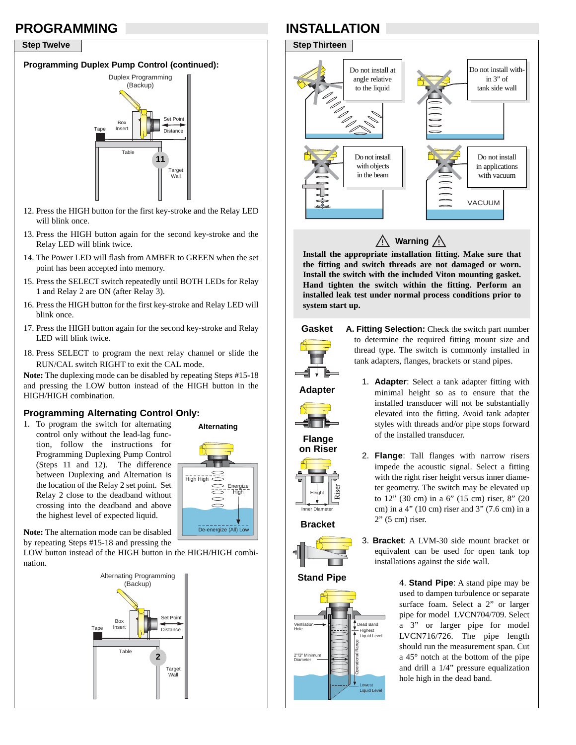## PROGRAMMING

### Step Twelve

#### Programming Duplex Pump Control (continued):

12. Press the HIGH button for the first key-stroke and the Relay LED will blink once.
13. Press the HIGH button again for the second key-stroke and the Relay LED will blink twice.
14. The Power LED will flash from AMBER to GREEN when the set point has been accepted into memory.
15. Press the SELECT switch repeatedly until BOTH LEDs for Relay 1 and Relay 2 are ON (after Relay 3).
16. Press the HIGH button for the first key-stroke and Relay LED will blink once.
17. Press the HIGH button again for the second key-stroke and Relay LED will blink twice.
18. Press SELECT to program the next relay channel or slide the RUN/CAL switch RIGHT to exit the CAL mode.

**Note:** The duplexing mode can be disabled by repeating Steps #15-18 and pressing the LOW button instead of the HIGH button in the HIGH/HIGH combination.

#### Programming Alternating Control Only:

1. To program the switch for alternating control only without the lead-lag function, follow the instructions for Programming Duplexing Pump Control (Steps 11 and 12). The difference between Duplexing and Alternation is the location of the Relay 2 set point. Set Relay 2 close to the deadband without crossing into the deadband and above the highest level of expected liquid.

**Note:** The alternation mode can be disabled by repeating Steps #15-18 and pressing the LOW button instead of the HIGH button in the HIGH/HIGH combination.

## INSTALLATION

### Step Thirteen

- Do not install at angle relative to the liquid
- Do not install within 3" of tank side wall
- Do not install with objects in the beam
- Do not install in applications with vacuum

**⚠ Warning ⚠**

**Install the appropriate installation fitting. Make sure that the fitting and switch threads are not damaged or worn. Install the switch with the included Viton mounting gasket. Hand tighten the switch within the fitting. Perform an installed leak test under normal process conditions prior to system start up.**

**A. Fitting Selection:** Check the switch part number to determine the required fitting mount size and thread type. The switch is commonly installed in tank adapters, flanges, brackets or stand pipes.

1. **Adapter**: Select a tank adapter fitting with minimal height so as to ensure that the installed transducer will not be substantially elevated into the fitting. Avoid tank adapter styles with threads and/or pipe stops forward of the installed transducer.

2. **Flange**: Tall flanges with narrow risers impede the acoustic signal. Select a fitting with the right riser height versus inner diameter geometry. The switch may be elevated up to 12" (30 cm) in a 6" (15 cm) riser, 8" (20 cm) in a 4" (10 cm) riser and 3" (7.6 cm) in a 2" (5 cm) riser.

3. **Bracket**: A LVM-30 side mount bracket or equivalent can be used for open tank top installations against the side wall.

4. **Stand Pipe**: A stand pipe may be used to dampen turbulence or separate surface foam. Select a 2" or larger pipe for model LVCN704/709. Select a 3" or larger pipe for model LVCN716/726. The pipe length should run the measurement span. Cut a 45° notch at the bottom of the pipe and drill a 1/4" pressure equalization hole high in the dead band.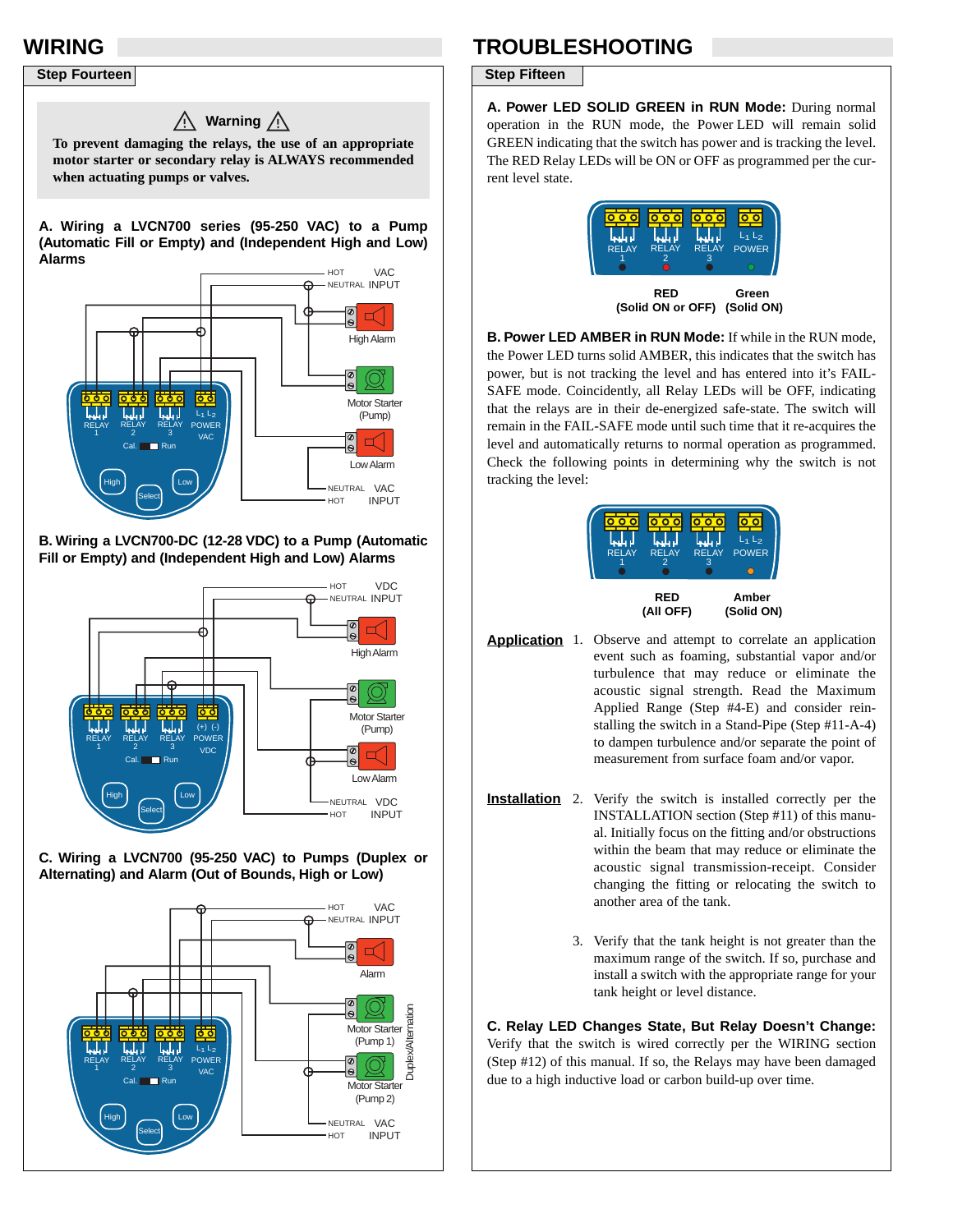# WIRING

## Step Fourteen

**⚠ Warning ⚠**

**To prevent damaging the relays, the use of an appropriate motor starter or secondary relay is ALWAYS recommended when actuating pumps or valves.**

**A. Wiring a LVCN700 series (95-250 VAC) to a Pump (Automatic Fill or Empty) and (Independent High and Low) Alarms**

HOT VAC NEUTRAL INPUT
High Alarm
Motor Starter (Pump)
Low Alarm
NEUTRAL VAC HOT INPUT
RELAY 1 RELAY 2 RELAY 3 POWER VAC
Cal. Run
High Select Low

**B. Wiring a LVCN700-DC (12-28 VDC) to a Pump (Automatic Fill or Empty) and (Independent High and Low) Alarms**

HOT VDC NEUTRAL INPUT
High Alarm
Motor Starter (Pump)
Low Alarm
NEUTRAL VDC HOT INPUT
RELAY 1 RELAY 2 RELAY 3 (+) (-) POWER VDC
Cal. Run
High Select Low

**C. Wiring a LVCN700 (95-250 VAC) to Pumps (Duplex or Alternating) and Alarm (Out of Bounds, High or Low)**

HOT VAC NEUTRAL INPUT
Alarm
Motor Starter (Pump 1)
Motor Starter (Pump 2)
Duplex/Alternation
NEUTRAL VAC HOT INPUT
RELAY 1 RELAY 2 RELAY 3 POWER VAC
Cal. Run
High Select Low

# TROUBLESHOOTING

## Step Fifteen

**A. Power LED SOLID GREEN in RUN Mode:** During normal operation in the RUN mode, the Power LED will remain solid GREEN indicating that the switch has power and is tracking the level. The RED Relay LEDs will be ON or OFF as programmed per the current level state.

RELAY 1 RELAY 2 RELAY 3 POWER

**RED (Solid ON or OFF)** **Green (Solid ON)**

**B. Power LED AMBER in RUN Mode:** If while in the RUN mode, the Power LED turns solid AMBER, this indicates that the switch has power, but is not tracking the level and has entered into it's FAIL-SAFE mode. Coincidently, all Relay LEDs will be OFF, indicating that the relays are in their de-energized safe-state. The switch will remain in the FAIL-SAFE mode until such time that it re-acquires the level and automatically returns to normal operation as programmed. Check the following points in determining why the switch is not tracking the level:

RELAY 1 RELAY 2 RELAY 3 POWER

**RED (All OFF)** **Amber (Solid ON)**

**Application**

1. Observe and attempt to correlate an application event such as foaming, substantial vapor and/or turbulence that may reduce or eliminate the acoustic signal strength. Read the Maximum Applied Range (Step #4-E) and consider reinstalling the switch in a Stand-Pipe (Step #11-A-4) to dampen turbulence and/or separate the point of measurement from surface foam and/or vapor.

**Installation**

2. Verify the switch is installed correctly per the INSTALLATION section (Step #11) of this manual. Initially focus on the fitting and/or obstructions within the beam that may reduce or eliminate the acoustic signal transmission-receipt. Consider changing the fitting or relocating the switch to another area of the tank.

3. Verify that the tank height is not greater than the maximum range of the switch. If so, purchase and install a switch with the appropriate range for your tank height or level distance.

**C. Relay LED Changes State, But Relay Doesn't Change:** Verify that the switch is wired correctly per the WIRING section (Step #12) of this manual. If so, the Relays may have been damaged due to a high inductive load or carbon build-up over time.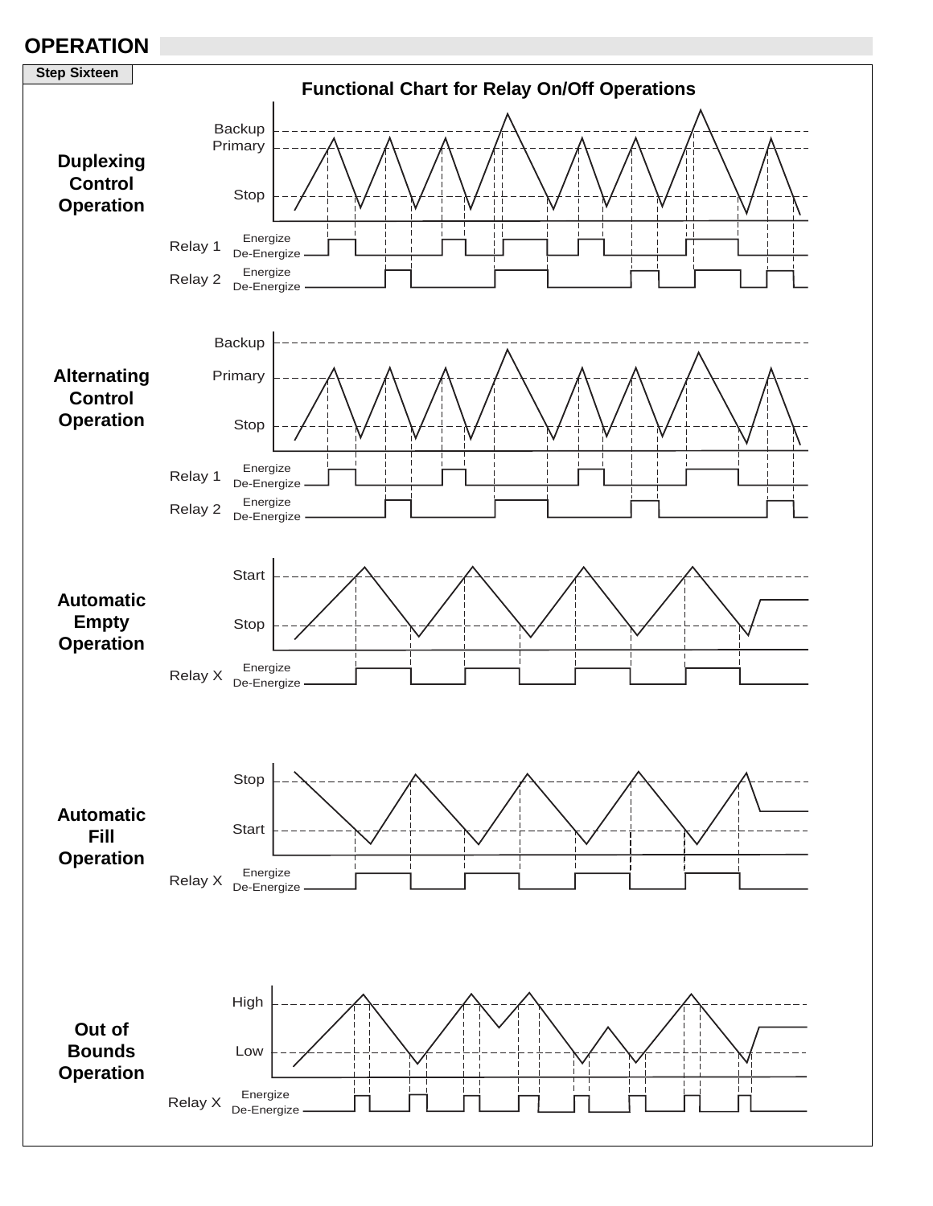## OPERATION

**Step Sixteen**

### Functional Chart for Relay On/Off Operations

**Duplexing Control Operation**

Backup
Primary
Stop
Relay 1 Energize De-Energize
Relay 2 Energize De-Energize

**Alternating Control Operation**

Backup
Primary
Stop
Relay 1 Energize De-Energize
Relay 2 Energize De-Energize

**Automatic Empty Operation**

Start
Stop
Relay X Energize De-Energize

**Automatic Fill Operation**

Stop
Start
Relay X Energize De-Energize

**Out of Bounds Operation**

High
Low
Relay X Energize De-Energize